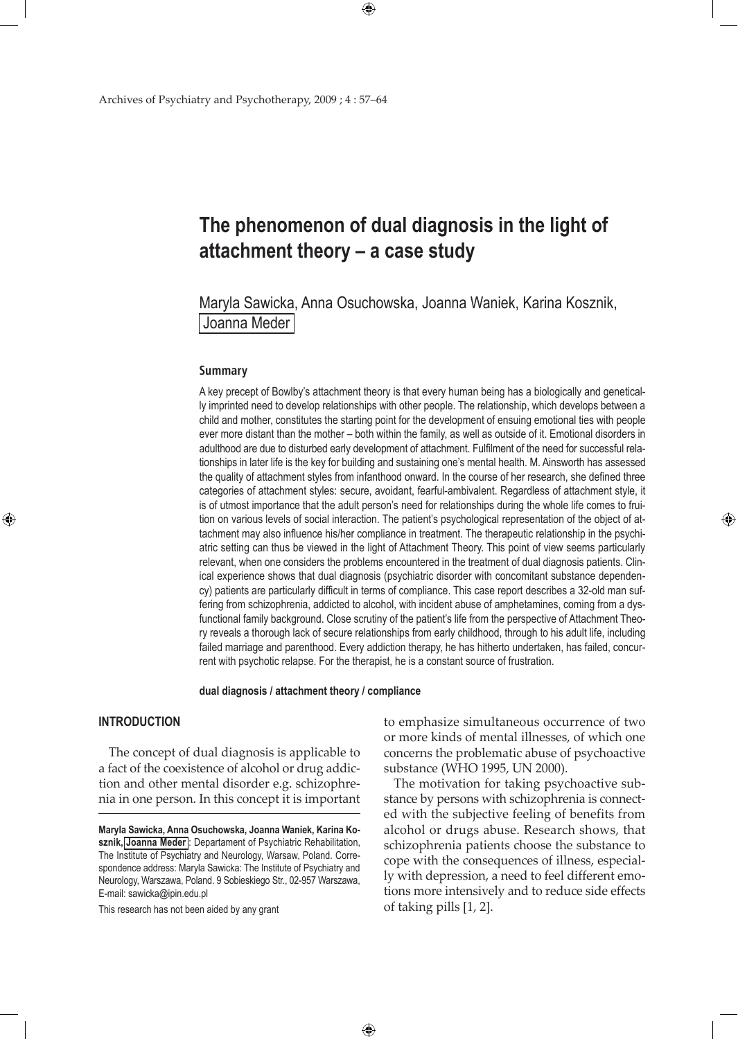# The phenomenon of dual diagnosis in the light of attachment theory – a case study

Maryla Sawicka, Anna Osuchowska, Joanna Waniek, Karina Kosznik, Joanna Meder

## Summary

A key precept of Bowlby's attachment theory is that every human being has a biologically and genetically imprinted need to develop relationships with other people. The relationship, which develops between a child and mother, constitutes the starting point for the development of ensuing emotional ties with people ever more distant than the mother – both within the family, as well as outside of it. Emotional disorders in adulthood are due to disturbed early development of attachment. Fulfilment of the need for successful relationships in later life is the key for building and sustaining one's mental health. M. Ainsworth has assessed the quality of attachment styles from infanthood onward. In the course of her research, she defined three categories of attachment styles: secure, avoidant, fearful-ambivalent. Regardless of attachment style, it is of utmost importance that the adult person's need for relationships during the whole life comes to fruition on various levels of social interaction. The patient's psychological representation of the object of attachment may also influence his/her compliance in treatment. The therapeutic relationship in the psychiatric setting can thus be viewed in the light of Attachment Theory. This point of view seems particularly relevant, when one considers the problems encountered in the treatment of dual diagnosis patients. Clinical experience shows that dual diagnosis (psychiatric disorder with concomitant substance dependency) patients are particularly difficult in terms of compliance. This case report describes a 32-old man suffering from schizophrenia, addicted to alcohol, with incident abuse of amphetamines, coming from a dysfunctional family background. Close scrutiny of the patient's life from the perspective of Attachment Theory reveals a thorough lack of secure relationships from early childhood, through to his adult life, including failed marriage and parenthood. Every addiction therapy, he has hitherto undertaken, has failed, concurrent with psychotic relapse. For the therapist, he is a constant source of frustration.

**dual diagnosis / attachment theory / compliance**

## INTRODUCTION

The concept of dual diagnosis is applicable to a fact of the coexistence of alcohol or drug addiction and other mental disorder e.g. schizophrenia in one person. In this concept it is important to emphasize simultaneous occurrence of two or more kinds of mental illnesses, of which one concerns the problematic abuse of psychoactive substance (WHO 1995, UN 2000).

The motivation for taking psychoactive substance by persons with schizophrenia is connected with the subjective feeling of benefits from alcohol or drugs abuse. Research shows, that schizophrenia patients choose the substance to cope with the consequences of illness, especially with depression, a need to feel different emotions more intensively and to reduce side effects of taking pills [1, 2].

---

**Maryla Sawicka, Anna Osuchowska, Joanna Waniek, Karina Kosznik, Joanna Meder**: Departament of Psychiatric Rehabilitation, The Institute of Psychiatry and Neurology, Warsaw, Poland. Correspondence address: Maryla Sawicka: The Institute of Psychiatry and Neurology, Warszawa, Poland. 9 Sobieskiego Str., 02-957 Warszawa, E-mail: sawicka@ipin.edu.pl

This research has not been aided by any grant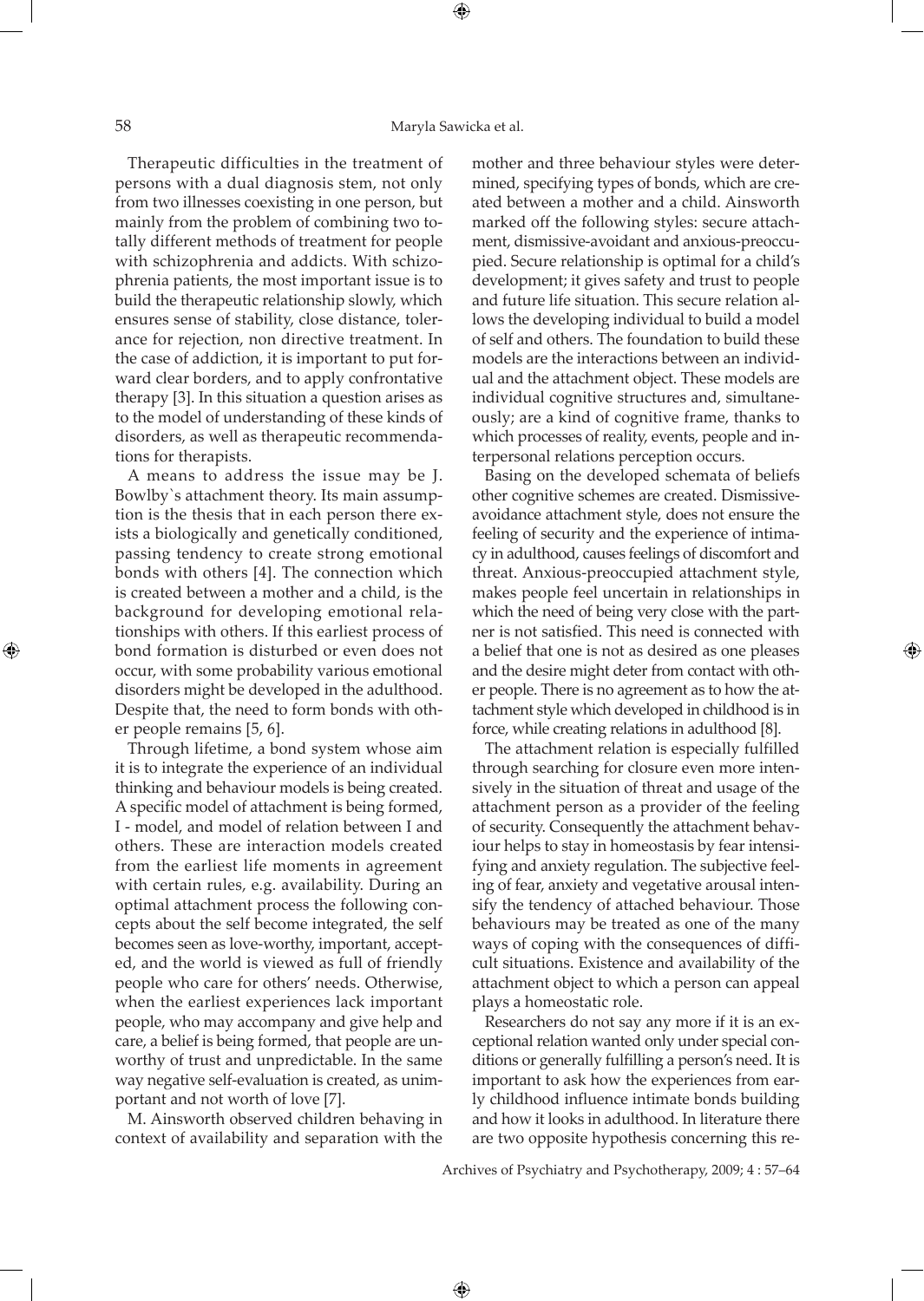Therapeutic difficulties in the treatment of persons with a dual diagnosis stem, not only from two illnesses coexisting in one person, but mainly from the problem of combining two totally different methods of treatment for people with schizophrenia and addicts. With schizophrenia patients, the most important issue is to build the therapeutic relationship slowly, which ensures sense of stability, close distance, tolerance for rejection, non directive treatment. In the case of addiction, it is important to put forward clear borders, and to apply confrontative therapy [3]. In this situation a question arises as to the model of understanding of these kinds of disorders, as well as therapeutic recommendations for therapists.

A means to address the issue may be J. Bowlby`s attachment theory. Its main assumption is the thesis that in each person there exists a biologically and genetically conditioned, passing tendency to create strong emotional bonds with others [4]. The connection which is created between a mother and a child, is the background for developing emotional relationships with others. If this earliest process of bond formation is disturbed or even does not occur, with some probability various emotional disorders might be developed in the adulthood. Despite that, the need to form bonds with other people remains [5, 6].

Through lifetime, a bond system whose aim it is to integrate the experience of an individual thinking and behaviour models is being created. A specific model of attachment is being formed, I - model, and model of relation between I and others. These are interaction models created from the earliest life moments in agreement with certain rules, e.g. availability. During an optimal attachment process the following concepts about the self become integrated, the self becomes seen as love-worthy, important, accepted, and the world is viewed as full of friendly people who care for others' needs. Otherwise, when the earliest experiences lack important people, who may accompany and give help and care, a belief is being formed, that people are unworthy of trust and unpredictable. In the same way negative self-evaluation is created, as unimportant and not worth of love [7].

M. Ainsworth observed children behaving in context of availability and separation with the mother and three behaviour styles were determined, specifying types of bonds, which are created between a mother and a child. Ainsworth marked off the following styles: secure attachment, dismissive-avoidant and anxious-preoccupied. Secure relationship is optimal for a child's development; it gives safety and trust to people and future life situation. This secure relation allows the developing individual to build a model of self and others. The foundation to build these models are the interactions between an individual and the attachment object. These models are individual cognitive structures and, simultaneously; are a kind of cognitive frame, thanks to which processes of reality, events, people and interpersonal relations perception occurs.

Basing on the developed schemata of beliefs other cognitive schemes are created. Dismissive-avoidance attachment style, does not ensure the feeling of security and the experience of intimacy in adulthood, causes feelings of discomfort and threat. Anxious-preoccupied attachment style, makes people feel uncertain in relationships in which the need of being very close with the partner is not satisfied. This need is connected with a belief that one is not as desired as one pleases and the desire might deter from contact with other people. There is no agreement as to how the attachment style which developed in childhood is in force, while creating relations in adulthood [8].

The attachment relation is especially fulfilled through searching for closure even more intensively in the situation of threat and usage of the attachment person as a provider of the feeling of security. Consequently the attachment behaviour helps to stay in homeostasis by fear intensifying and anxiety regulation. The subjective feeling of fear, anxiety and vegetative arousal intensify the tendency of attached behaviour. Those behaviours may be treated as one of the many ways of coping with the consequences of difficult situations. Existence and availability of the attachment object to which a person can appeal plays a homeostatic role.

Researchers do not say any more if it is an exceptional relation wanted only under special conditions or generally fulfilling a person's need. It is important to ask how the experiences from early childhood influence intimate bonds building and how it looks in adulthood. In literature there are two opposite hypothesis concerning this re-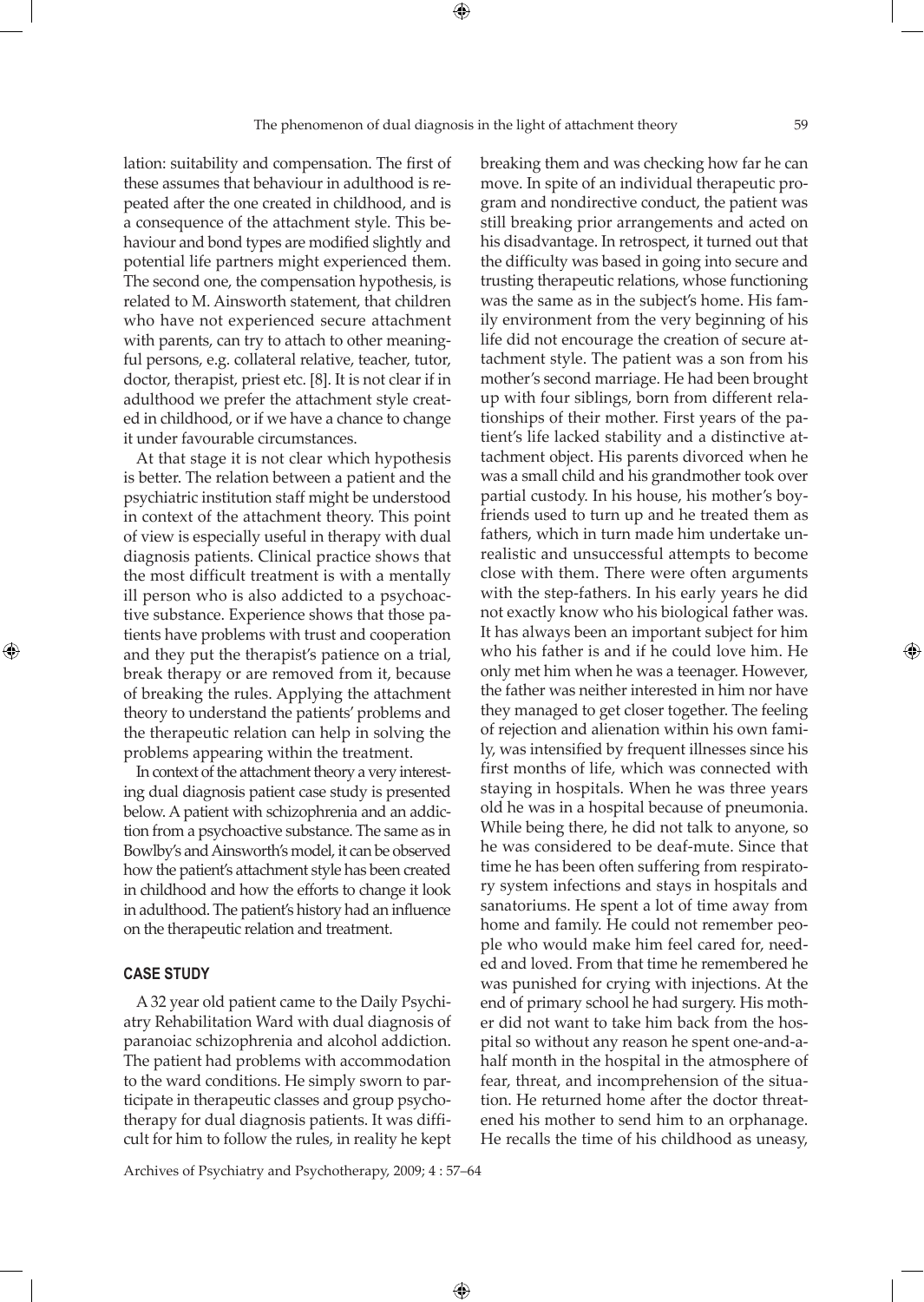lation: suitability and compensation. The first of these assumes that behaviour in adulthood is repeated after the one created in childhood, and is a consequence of the attachment style. This behaviour and bond types are modified slightly and potential life partners might experienced them. The second one, the compensation hypothesis, is related to M. Ainsworth statement, that children who have not experienced secure attachment with parents, can try to attach to other meaningful persons, e.g. collateral relative, teacher, tutor, doctor, therapist, priest etc. [8]. It is not clear if in adulthood we prefer the attachment style created in childhood, or if we have a chance to change it under favourable circumstances.

At that stage it is not clear which hypothesis is better. The relation between a patient and the psychiatric institution staff might be understood in context of the attachment theory. This point of view is especially useful in therapy with dual diagnosis patients. Clinical practice shows that the most difficult treatment is with a mentally ill person who is also addicted to a psychoactive substance. Experience shows that those patients have problems with trust and cooperation and they put the therapist's patience on a trial, break therapy or are removed from it, because of breaking the rules. Applying the attachment theory to understand the patients' problems and the therapeutic relation can help in solving the problems appearing within the treatment.

In context of the attachment theory a very interesting dual diagnosis patient case study is presented below. A patient with schizophrenia and an addiction from a psychoactive substance. The same as in Bowlby's and Ainsworth's model, it can be observed how the patient's attachment style has been created in childhood and how the efforts to change it look in adulthood. The patient's history had an influence on the therapeutic relation and treatment.

## CASE STUDY

A 32 year old patient came to the Daily Psychiatry Rehabilitation Ward with dual diagnosis of paranoiac schizophrenia and alcohol addiction. The patient had problems with accommodation to the ward conditions. He simply sworn to participate in therapeutic classes and group psychotherapy for dual diagnosis patients. It was difficult for him to follow the rules, in reality he kept breaking them and was checking how far he can move. In spite of an individual therapeutic program and nondirective conduct, the patient was still breaking prior arrangements and acted on his disadvantage. In retrospect, it turned out that the difficulty was based in going into secure and trusting therapeutic relations, whose functioning was the same as in the subject's home. His family environment from the very beginning of his life did not encourage the creation of secure attachment style. The patient was a son from his mother's second marriage. He had been brought up with four siblings, born from different relationships of their mother. First years of the patient's life lacked stability and a distinctive attachment object. His parents divorced when he was a small child and his grandmother took over partial custody. In his house, his mother's boyfriends used to turn up and he treated them as fathers, which in turn made him undertake unrealistic and unsuccessful attempts to become close with them. There were often arguments with the step-fathers. In his early years he did not exactly know who his biological father was. It has always been an important subject for him who his father is and if he could love him. He only met him when he was a teenager. However, the father was neither interested in him nor have they managed to get closer together. The feeling of rejection and alienation within his own family, was intensified by frequent illnesses since his first months of life, which was connected with staying in hospitals. When he was three years old he was in a hospital because of pneumonia. While being there, he did not talk to anyone, so he was considered to be deaf-mute. Since that time he has been often suffering from respiratory system infections and stays in hospitals and sanatoriums. He spent a lot of time away from home and family. He could not remember people who would make him feel cared for, needed and loved. From that time he remembered he was punished for crying with injections. At the end of primary school he had surgery. His mother did not want to take him back from the hospital so without any reason he spent one-and-a-half month in the hospital in the atmosphere of fear, threat, and incomprehension of the situation. He returned home after the doctor threatened his mother to send him to an orphanage. He recalls the time of his childhood as uneasy,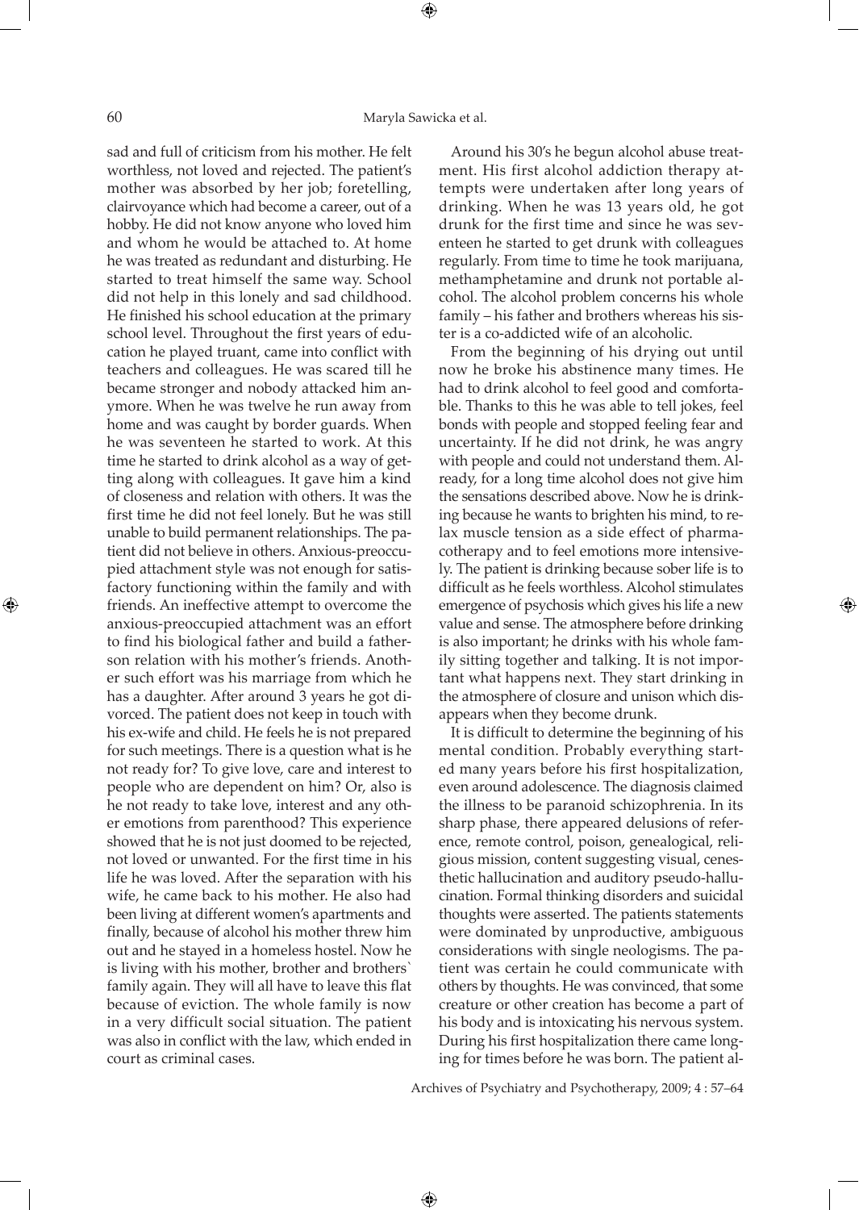sad and full of criticism from his mother. He felt worthless, not loved and rejected. The patient's mother was absorbed by her job; foretelling, clairvoyance which had become a career, out of a hobby. He did not know anyone who loved him and whom he would be attached to. At home he was treated as redundant and disturbing. He started to treat himself the same way. School did not help in this lonely and sad childhood. He finished his school education at the primary school level. Throughout the first years of education he played truant, came into conflict with teachers and colleagues. He was scared till he became stronger and nobody attacked him anymore. When he was twelve he run away from home and was caught by border guards. When he was seventeen he started to work. At this time he started to drink alcohol as a way of getting along with colleagues. It gave him a kind of closeness and relation with others. It was the first time he did not feel lonely. But he was still unable to build permanent relationships. The patient did not believe in others. Anxious-preoccupied attachment style was not enough for satisfactory functioning within the family and with friends. An ineffective attempt to overcome the anxious-preoccupied attachment was an effort to find his biological father and build a father-son relation with his mother's friends. Another such effort was his marriage from which he has a daughter. After around 3 years he got divorced. The patient does not keep in touch with his ex-wife and child. He feels he is not prepared for such meetings. There is a question what is he not ready for? To give love, care and interest to people who are dependent on him? Or, also is he not ready to take love, interest and any other emotions from parenthood? This experience showed that he is not just doomed to be rejected, not loved or unwanted. For the first time in his life he was loved. After the separation with his wife, he came back to his mother. He also had been living at different women's apartments and finally, because of alcohol his mother threw him out and he stayed in a homeless hostel. Now he is living with his mother, brother and brothers` family again. They will all have to leave this flat because of eviction. The whole family is now in a very difficult social situation. The patient was also in conflict with the law, which ended in court as criminal cases.

Around his 30's he begun alcohol abuse treatment. His first alcohol addiction therapy attempts were undertaken after long years of drinking. When he was 13 years old, he got drunk for the first time and since he was seventeen he started to get drunk with colleagues regularly. From time to time he took marijuana, methamphetamine and drunk not portable alcohol. The alcohol problem concerns his whole family – his father and brothers whereas his sister is a co-addicted wife of an alcoholic.

From the beginning of his drying out until now he broke his abstinence many times. He had to drink alcohol to feel good and comfortable. Thanks to this he was able to tell jokes, feel bonds with people and stopped feeling fear and uncertainty. If he did not drink, he was angry with people and could not understand them. Already, for a long time alcohol does not give him the sensations described above. Now he is drinking because he wants to brighten his mind, to relax muscle tension as a side effect of pharmacotherapy and to feel emotions more intensively. The patient is drinking because sober life is to difficult as he feels worthless. Alcohol stimulates emergence of psychosis which gives his life a new value and sense. The atmosphere before drinking is also important; he drinks with his whole family sitting together and talking. It is not important what happens next. They start drinking in the atmosphere of closure and unison which disappears when they become drunk.

It is difficult to determine the beginning of his mental condition. Probably everything started many years before his first hospitalization, even around adolescence. The diagnosis claimed the illness to be paranoid schizophrenia. In its sharp phase, there appeared delusions of reference, remote control, poison, genealogical, religious mission, content suggesting visual, cenesthetic hallucination and auditory pseudo-hallucination. Formal thinking disorders and suicidal thoughts were asserted. The patients statements were dominated by unproductive, ambiguous considerations with single neologisms. The patient was certain he could communicate with others by thoughts. He was convinced, that some creature or other creation has become a part of his body and is intoxicating his nervous system. During his first hospitalization there came longing for times before he was born. The patient al-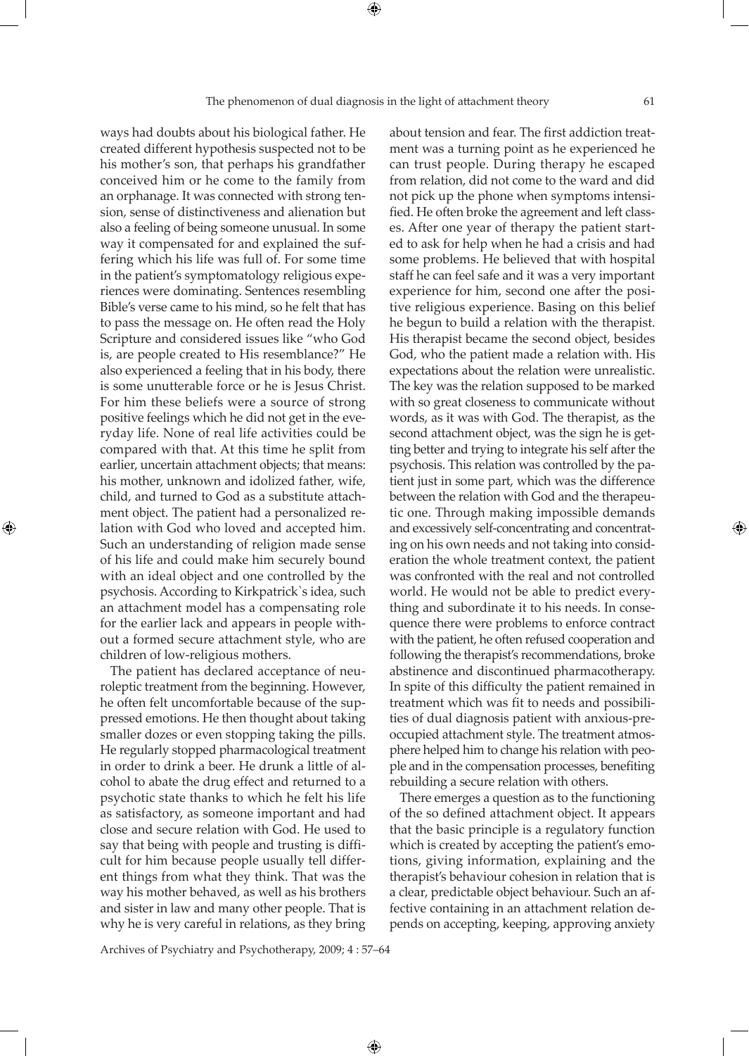ways had doubts about his biological father. He created different hypothesis suspected not to be his mother's son, that perhaps his grandfather conceived him or he come to the family from an orphanage. It was connected with strong tension, sense of distinctiveness and alienation but also a feeling of being someone unusual. In some way it compensated for and explained the suffering which his life was full of. For some time in the patient's symptomatology religious experiences were dominating. Sentences resembling Bible's verse came to his mind, so he felt that has to pass the message on. He often read the Holy Scripture and considered issues like "who God is, are people created to His resemblance?" He also experienced a feeling that in his body, there is some unutterable force or he is Jesus Christ. For him these beliefs were a source of strong positive feelings which he did not get in the everyday life. None of real life activities could be compared with that. At this time he split from earlier, uncertain attachment objects; that means: his mother, unknown and idolized father, wife, child, and turned to God as a substitute attachment object. The patient had a personalized relation with God who loved and accepted him. Such an understanding of religion made sense of his life and could make him securely bound with an ideal object and one controlled by the psychosis. According to Kirkpatrick`s idea, such an attachment model has a compensating role for the earlier lack and appears in people without a formed secure attachment style, who are children of low-religious mothers.

The patient has declared acceptance of neuroleptic treatment from the beginning. However, he often felt uncomfortable because of the suppressed emotions. He then thought about taking smaller dozes or even stopping taking the pills. He regularly stopped pharmacological treatment in order to drink a beer. He drunk a little of alcohol to abate the drug effect and returned to a psychotic state thanks to which he felt his life as satisfactory, as someone important and had close and secure relation with God. He used to say that being with people and trusting is difficult for him because people usually tell different things from what they think. That was the way his mother behaved, as well as his brothers and sister in law and many other people. That is why he is very careful in relations, as they bring about tension and fear. The first addiction treatment was a turning point as he experienced he can trust people. During therapy he escaped from relation, did not come to the ward and did not pick up the phone when symptoms intensified. He often broke the agreement and left classes. After one year of therapy the patient started to ask for help when he had a crisis and had some problems. He believed that with hospital staff he can feel safe and it was a very important experience for him, second one after the positive religious experience. Basing on this belief he begun to build a relation with the therapist. His therapist became the second object, besides God, who the patient made a relation with. His expectations about the relation were unrealistic. The key was the relation supposed to be marked with so great closeness to communicate without words, as it was with God. The therapist, as the second attachment object, was the sign he is getting better and trying to integrate his self after the psychosis. This relation was controlled by the patient just in some part, which was the difference between the relation with God and the therapeutic one. Through making impossible demands and excessively self-concentrating and concentrating on his own needs and not taking into consideration the whole treatment context, the patient was confronted with the real and not controlled world. He would not be able to predict everything and subordinate it to his needs. In consequence there were problems to enforce contract with the patient, he often refused cooperation and following the therapist's recommendations, broke abstinence and discontinued pharmacotherapy. In spite of this difficulty the patient remained in treatment which was fit to needs and possibilities of dual diagnosis patient with anxious-preoccupied attachment style. The treatment atmosphere helped him to change his relation with people and in the compensation processes, benefiting rebuilding a secure relation with others.

There emerges a question as to the functioning of the so defined attachment object. It appears that the basic principle is a regulatory function which is created by accepting the patient's emotions, giving information, explaining and the therapist's behaviour cohesion in relation that is a clear, predictable object behaviour. Such an affective containing in an attachment relation depends on accepting, keeping, approving anxiety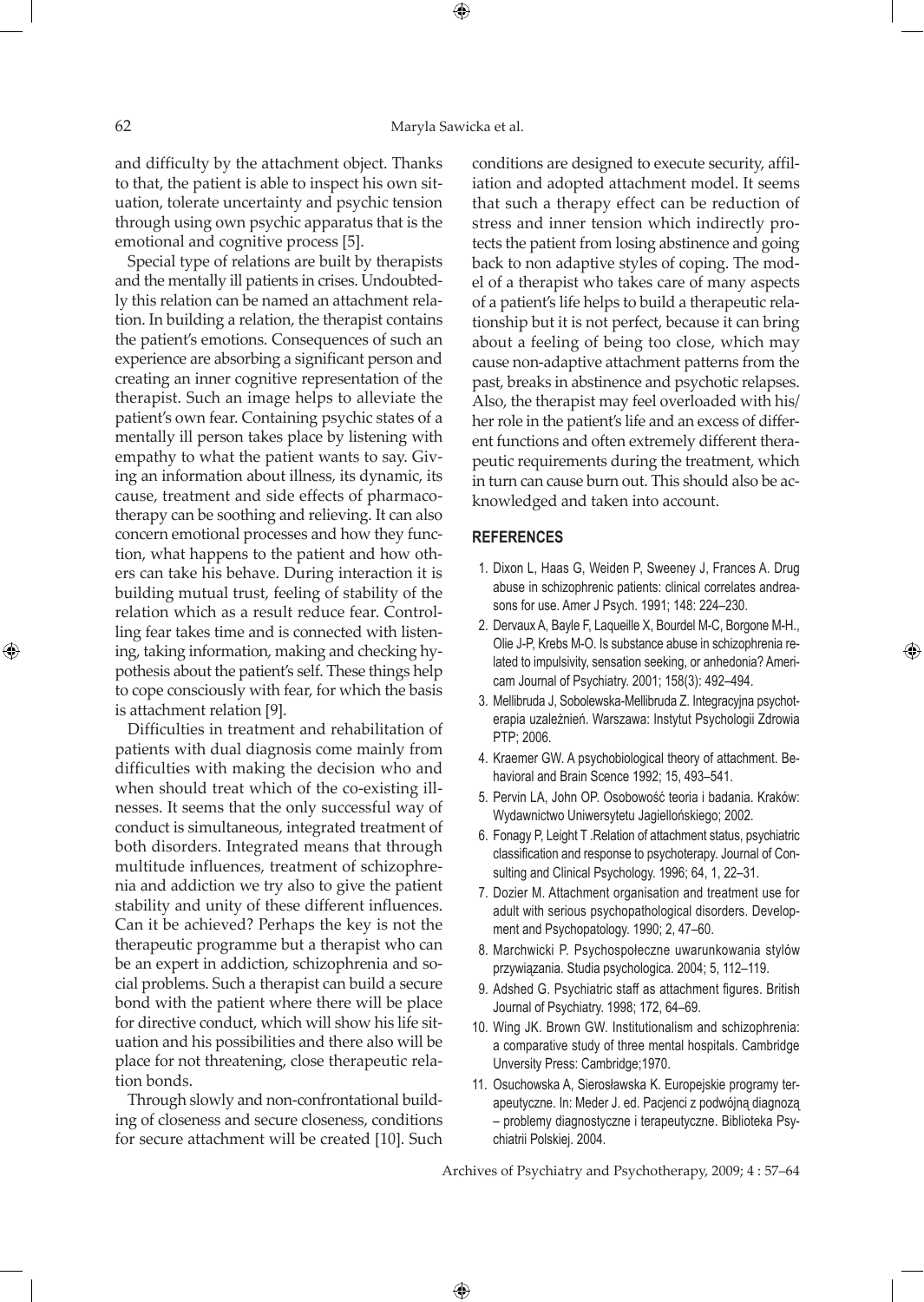and difficulty by the attachment object. Thanks to that, the patient is able to inspect his own situation, tolerate uncertainty and psychic tension through using own psychic apparatus that is the emotional and cognitive process [5].

Special type of relations are built by therapists and the mentally ill patients in crises. Undoubtedly this relation can be named an attachment relation. In building a relation, the therapist contains the patient's emotions. Consequences of such an experience are absorbing a significant person and creating an inner cognitive representation of the therapist. Such an image helps to alleviate the patient's own fear. Containing psychic states of a mentally ill person takes place by listening with empathy to what the patient wants to say. Giving an information about illness, its dynamic, its cause, treatment and side effects of pharmacotherapy can be soothing and relieving. It can also concern emotional processes and how they function, what happens to the patient and how others can take his behave. During interaction it is building mutual trust, feeling of stability of the relation which as a result reduce fear. Controlling fear takes time and is connected with listening, taking information, making and checking hypothesis about the patient's self. These things help to cope consciously with fear, for which the basis is attachment relation [9].

Difficulties in treatment and rehabilitation of patients with dual diagnosis come mainly from difficulties with making the decision who and when should treat which of the co-existing illnesses. It seems that the only successful way of conduct is simultaneous, integrated treatment of both disorders. Integrated means that through multitude influences, treatment of schizophrenia and addiction we try also to give the patient stability and unity of these different influences. Can it be achieved? Perhaps the key is not the therapeutic programme but a therapist who can be an expert in addiction, schizophrenia and social problems. Such a therapist can build a secure bond with the patient where there will be place for directive conduct, which will show his life situation and his possibilities and there also will be place for not threatening, close therapeutic relation bonds.

Through slowly and non-confrontational building of closeness and secure closeness, conditions for secure attachment will be created [10]. Such conditions are designed to execute security, affiliation and adopted attachment model. It seems that such a therapy effect can be reduction of stress and inner tension which indirectly protects the patient from losing abstinence and going back to non adaptive styles of coping. The model of a therapist who takes care of many aspects of a patient's life helps to build a therapeutic relationship but it is not perfect, because it can bring about a feeling of being too close, which may cause non-adaptive attachment patterns from the past, breaks in abstinence and psychotic relapses. Also, the therapist may feel overloaded with his/her role in the patient's life and an excess of different functions and often extremely different therapeutic requirements during the treatment, which in turn can cause burn out. This should also be acknowledged and taken into account.

## REFERENCES

1. Dixon L, Haas G, Weiden P, Sweeney J, Frances A. Drug abuse in schizophrenic patients: clinical correlates andreasons for use. Amer J Psych. 1991; 148: 224–230.
2. Dervaux A, Bayle F, Laqueille X, Bourdel M-C, Borgone M-H., Olie J-P, Krebs M-O. Is substance abuse in schizophrenia related to impulsivity, sensation seeking, or anhedonia? Americam Journal of Psychiatry. 2001; 158(3): 492–494.
3. Mellibruda J, Sobolewska-Mellibruda Z. Integracyjna psychoterapia uzależnień. Warszawa: Instytut Psychologii Zdrowia PTP; 2006.
4. Kraemer GW. A psychobiological theory of attachment. Behavioral and Brain Scence 1992; 15, 493–541.
5. Pervin LA, John OP. Osobowość teoria i badania. Kraków: Wydawnictwo Uniwersytetu Jagiellońskiego; 2002.
6. Fonagy P, Leight T .Relation of attachment status, psychiatric classification and response to psychoterapy. Journal of Consulting and Clinical Psychology. 1996; 64, 1, 22–31.
7. Dozier M. Attachment organisation and treatment use for adult with serious psychopathological disorders. Development and Psychopatology. 1990; 2, 47–60.
8. Marchwicki P. Psychospołeczne uwarunkowania stylów przywiązania. Studia psychologica. 2004; 5, 112–119.
9. Adshed G. Psychiatric staff as attachment figures. British Journal of Psychiatry. 1998; 172, 64–69.
10. Wing JK. Brown GW. Institutionalism and schizophrenia: a comparative study of three mental hospitals. Cambridge Unversity Press: Cambridge;1970.
11. Osuchowska A, Sierosławska K. Europejskie programy terapeutyczne. In: Meder J. ed. Pacjenci z podwójną diagnozą – problemy diagnostyczne i terapeutyczne. Biblioteka Psychiatrii Polskiej. 2004.